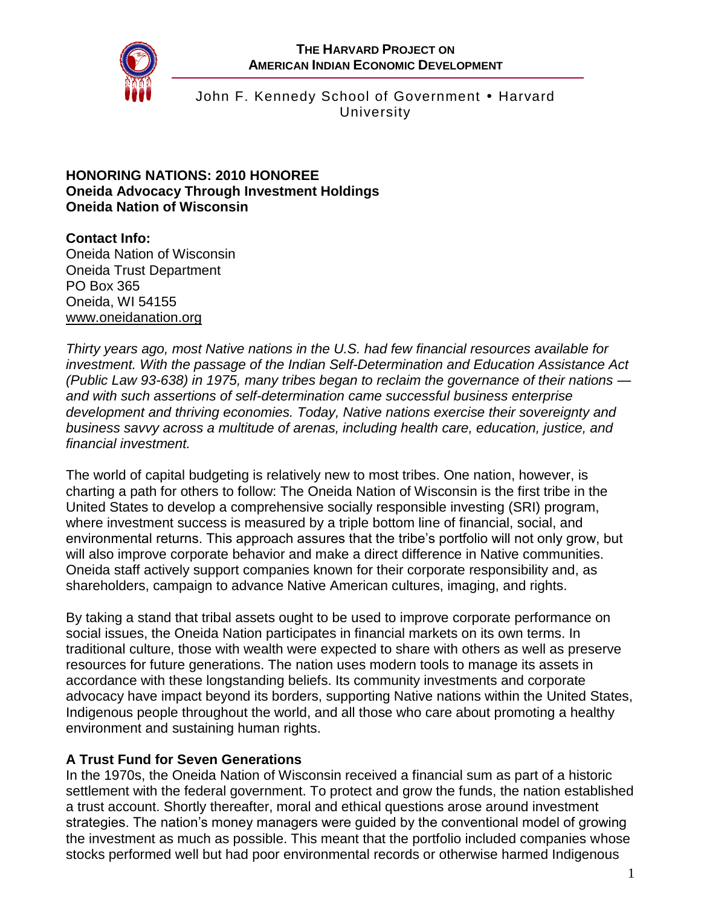**THE HARVARD PROJECT ON AMERICAN INDIAN ECONOMIC DEVELOPMENT**

John F. Kennedy School of Government • Harvard University

**HONORING NATIONS: 2010 HONOREE**
**Oneida Advocacy Through Investment Holdings**
**Oneida Nation of Wisconsin**

**Contact Info:**
Oneida Nation of Wisconsin
Oneida Trust Department
PO Box 365
Oneida, WI 54155
www.oneidanation.org

*Thirty years ago, most Native nations in the U.S. had few financial resources available for investment. With the passage of the Indian Self-Determination and Education Assistance Act (Public Law 93-638) in 1975, many tribes began to reclaim the governance of their nations — and with such assertions of self-determination came successful business enterprise development and thriving economies. Today, Native nations exercise their sovereignty and business savvy across a multitude of arenas, including health care, education, justice, and financial investment.*

The world of capital budgeting is relatively new to most tribes. One nation, however, is charting a path for others to follow: The Oneida Nation of Wisconsin is the first tribe in the United States to develop a comprehensive socially responsible investing (SRI) program, where investment success is measured by a triple bottom line of financial, social, and environmental returns. This approach assures that the tribe's portfolio will not only grow, but will also improve corporate behavior and make a direct difference in Native communities. Oneida staff actively support companies known for their corporate responsibility and, as shareholders, campaign to advance Native American cultures, imaging, and rights.

By taking a stand that tribal assets ought to be used to improve corporate performance on social issues, the Oneida Nation participates in financial markets on its own terms. In traditional culture, those with wealth were expected to share with others as well as preserve resources for future generations. The nation uses modern tools to manage its assets in accordance with these longstanding beliefs. Its community investments and corporate advocacy have impact beyond its borders, supporting Native nations within the United States, Indigenous people throughout the world, and all those who care about promoting a healthy environment and sustaining human rights.

## A Trust Fund for Seven Generations

In the 1970s, the Oneida Nation of Wisconsin received a financial sum as part of a historic settlement with the federal government. To protect and grow the funds, the nation established a trust account. Shortly thereafter, moral and ethical questions arose around investment strategies. The nation's money managers were guided by the conventional model of growing the investment as much as possible. This meant that the portfolio included companies whose stocks performed well but had poor environmental records or otherwise harmed Indigenous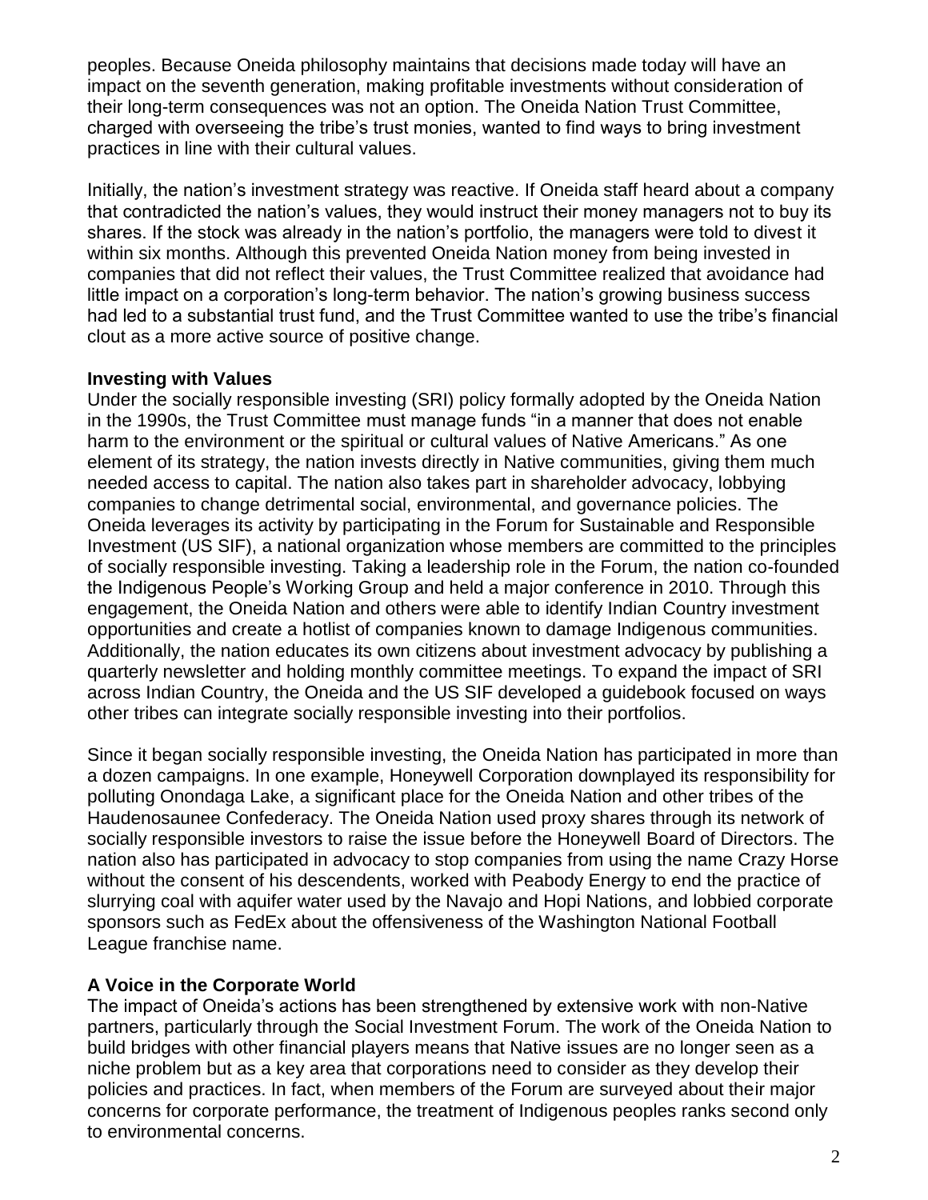peoples. Because Oneida philosophy maintains that decisions made today will have an impact on the seventh generation, making profitable investments without consideration of their long-term consequences was not an option. The Oneida Nation Trust Committee, charged with overseeing the tribe's trust monies, wanted to find ways to bring investment practices in line with their cultural values.

Initially, the nation's investment strategy was reactive. If Oneida staff heard about a company that contradicted the nation's values, they would instruct their money managers not to buy its shares. If the stock was already in the nation's portfolio, the managers were told to divest it within six months. Although this prevented Oneida Nation money from being invested in companies that did not reflect their values, the Trust Committee realized that avoidance had little impact on a corporation's long-term behavior. The nation's growing business success had led to a substantial trust fund, and the Trust Committee wanted to use the tribe's financial clout as a more active source of positive change.

**Investing with Values**

Under the socially responsible investing (SRI) policy formally adopted by the Oneida Nation in the 1990s, the Trust Committee must manage funds "in a manner that does not enable harm to the environment or the spiritual or cultural values of Native Americans." As one element of its strategy, the nation invests directly in Native communities, giving them much needed access to capital. The nation also takes part in shareholder advocacy, lobbying companies to change detrimental social, environmental, and governance policies. The Oneida leverages its activity by participating in the Forum for Sustainable and Responsible Investment (US SIF), a national organization whose members are committed to the principles of socially responsible investing. Taking a leadership role in the Forum, the nation co-founded the Indigenous People's Working Group and held a major conference in 2010. Through this engagement, the Oneida Nation and others were able to identify Indian Country investment opportunities and create a hotlist of companies known to damage Indigenous communities. Additionally, the nation educates its own citizens about investment advocacy by publishing a quarterly newsletter and holding monthly committee meetings. To expand the impact of SRI across Indian Country, the Oneida and the US SIF developed a guidebook focused on ways other tribes can integrate socially responsible investing into their portfolios.

Since it began socially responsible investing, the Oneida Nation has participated in more than a dozen campaigns. In one example, Honeywell Corporation downplayed its responsibility for polluting Onondaga Lake, a significant place for the Oneida Nation and other tribes of the Haudenosaunee Confederacy. The Oneida Nation used proxy shares through its network of socially responsible investors to raise the issue before the Honeywell Board of Directors. The nation also has participated in advocacy to stop companies from using the name Crazy Horse without the consent of his descendents, worked with Peabody Energy to end the practice of slurrying coal with aquifer water used by the Navajo and Hopi Nations, and lobbied corporate sponsors such as FedEx about the offensiveness of the Washington National Football League franchise name.

**A Voice in the Corporate World**

The impact of Oneida's actions has been strengthened by extensive work with non-Native partners, particularly through the Social Investment Forum. The work of the Oneida Nation to build bridges with other financial players means that Native issues are no longer seen as a niche problem but as a key area that corporations need to consider as they develop their policies and practices. In fact, when members of the Forum are surveyed about their major concerns for corporate performance, the treatment of Indigenous peoples ranks second only to environmental concerns.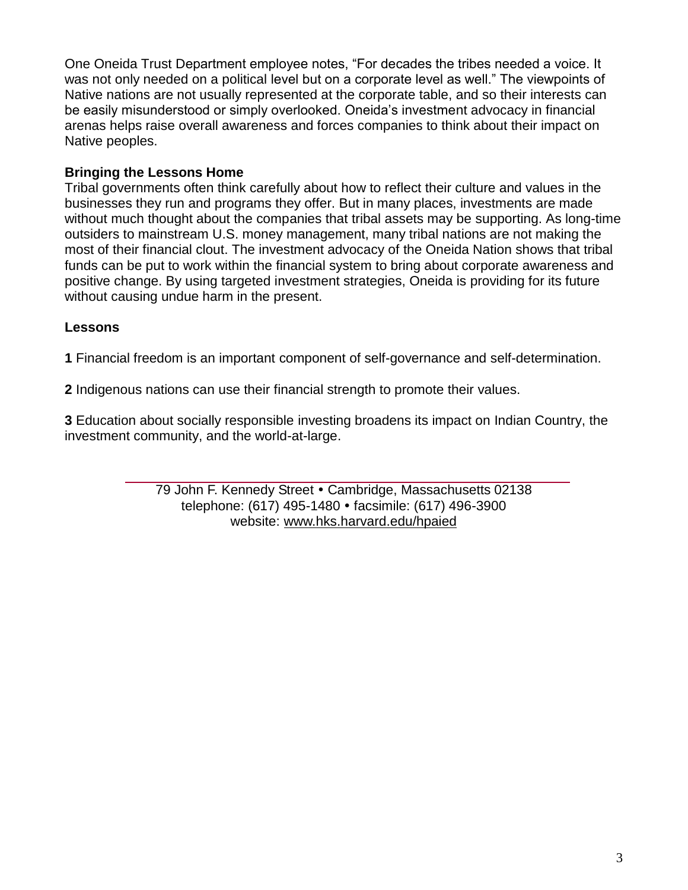One Oneida Trust Department employee notes, “For decades the tribes needed a voice. It was not only needed on a political level but on a corporate level as well.” The viewpoints of Native nations are not usually represented at the corporate table, and so their interests can be easily misunderstood or simply overlooked. Oneida’s investment advocacy in financial arenas helps raise overall awareness and forces companies to think about their impact on Native peoples.

**Bringing the Lessons Home**

Tribal governments often think carefully about how to reflect their culture and values in the businesses they run and programs they offer. But in many places, investments are made without much thought about the companies that tribal assets may be supporting. As long-time outsiders to mainstream U.S. money management, many tribal nations are not making the most of their financial clout. The investment advocacy of the Oneida Nation shows that tribal funds can be put to work within the financial system to bring about corporate awareness and positive change. By using targeted investment strategies, Oneida is providing for its future without causing undue harm in the present.

**Lessons**

**1** Financial freedom is an important component of self-governance and self-determination.

**2** Indigenous nations can use their financial strength to promote their values.

**3** Education about socially responsible investing broadens its impact on Indian Country, the investment community, and the world-at-large.

79 John F. Kennedy Street • Cambridge, Massachusetts 02138
telephone: (617) 495-1480 • facsimile: (617) 496-3900
website: www.hks.harvard.edu/hpaied